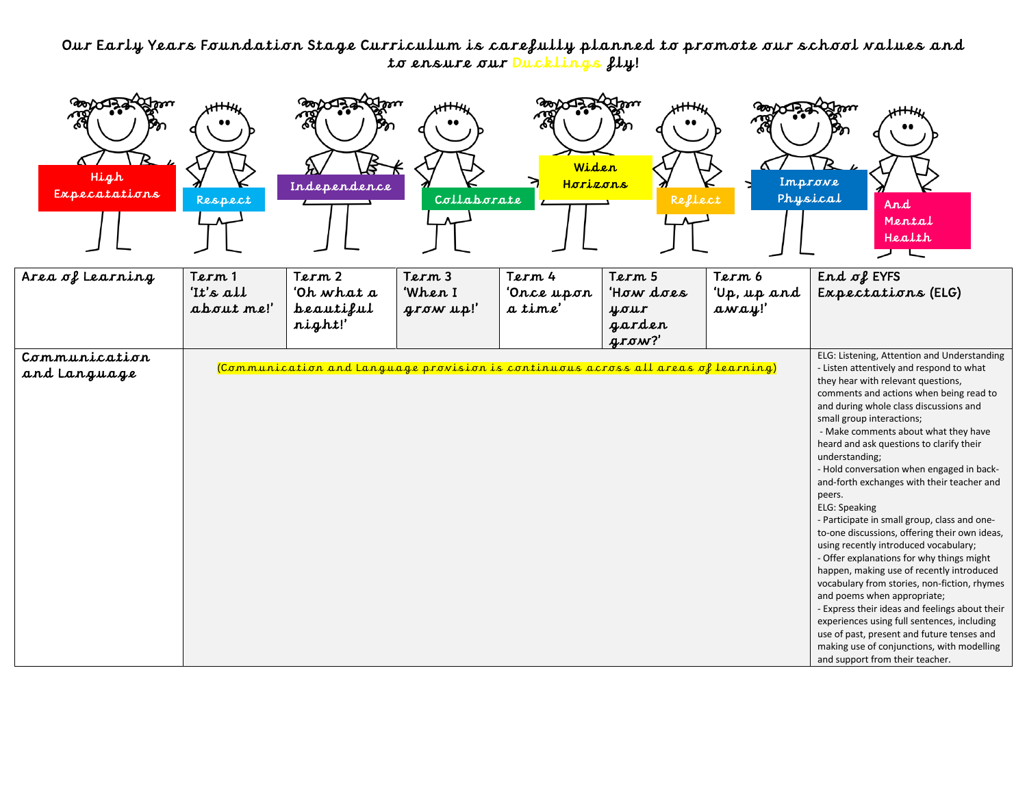Our Early Years Foundation Stage Curriculum is carefully planned to promote our school values and to ensure our Ducklings fly!

High Expecatations | Respect | Independence | Collaborate | Widen Horizons | Reflect | Improve Physical | And Mental Health

| Area of Learning | Term 1 'It's all about me!' | Term 2 'Oh what a beautiful night!' | Term 3 'When I grow up!' | Term 4 'Once upon a time' | Term 5 'How does your garden grow?' | Term 6 'Up, up and away!' | End of EYFS Expectations (ELG) |
|---|---|---|---|---|---|---|---|
| Communication and Language | (Communication and Language provision is continuous across all areas of learning) | | | | | | ELG: Listening, Attention and Understanding<br>- Listen attentively and respond to what they hear with relevant questions, comments and actions when being read to and during whole class discussions and small group interactions;<br>- Make comments about what they have heard and ask questions to clarify their understanding;<br>- Hold conversation when engaged in back-and-forth exchanges with their teacher and peers.<br>ELG: Speaking<br>- Participate in small group, class and one-to-one discussions, offering their own ideas, using recently introduced vocabulary;<br>- Offer explanations for why things might happen, making use of recently introduced vocabulary from stories, non-fiction, rhymes and poems when appropriate;<br>- Express their ideas and feelings about their experiences using full sentences, including use of past, present and future tenses and making use of conjunctions, with modelling and support from their teacher. |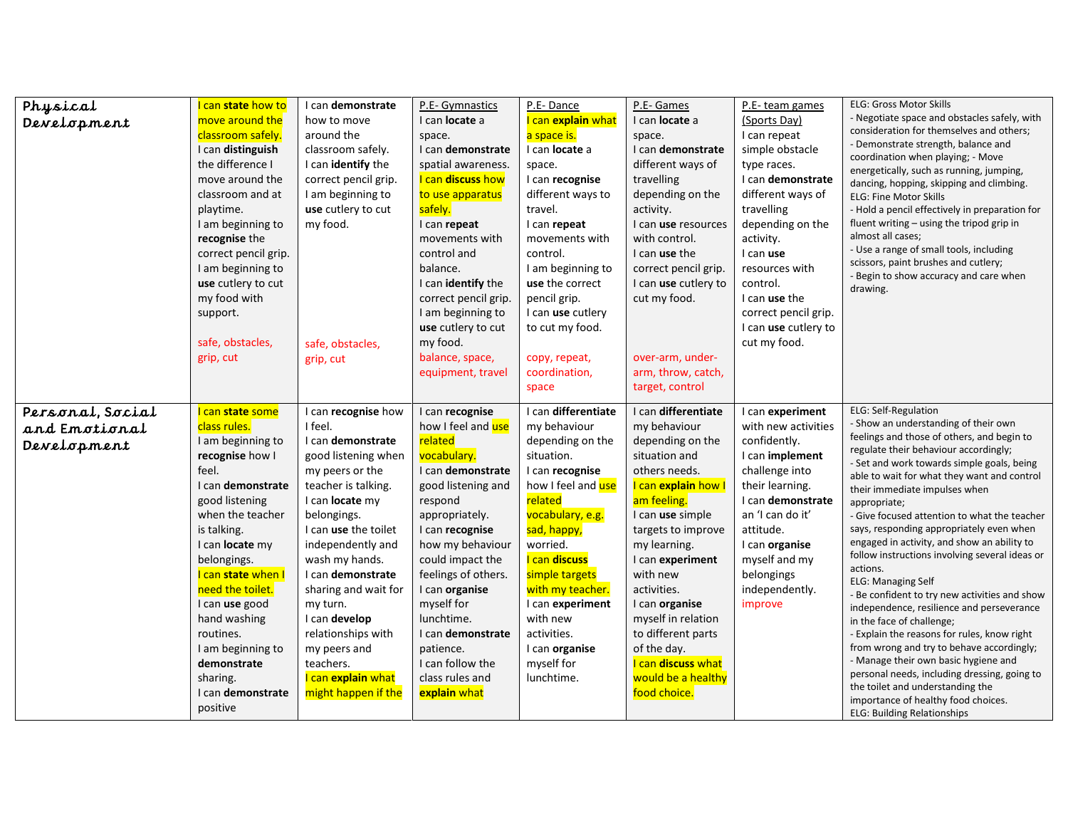| Physical Development | I can **state** how to move around the classroom safely. I can **distinguish** the difference I move around the classroom and at playtime. I am beginning to **recognise** the correct pencil grip. I am beginning to **use** cutlery to cut my food with support. safe, obstacles, grip, cut | I can **demonstrate** how to move around the classroom safely. I can **identify** the correct pencil grip. I am beginning to **use** cutlery to cut my food. safe, obstacles, grip, cut | P.E- Gymnastics I can **locate** a space. I can **demonstrate** spatial awareness. I can **discuss** how to use apparatus safely. I can **repeat** movements with control and balance. I can **identify** the correct pencil grip. I am beginning to **use** cutlery to cut my food. balance, space, equipment, travel | P.E- Dance I can **explain** what a space is. I can **locate** a space. I can **recognise** different ways to travel. I can **repeat** movements with control. I am beginning to **use** the correct pencil grip. I can **use** cutlery to cut my food. copy, repeat, coordination, space | P.E- Games I can **locate** a space. I can **demonstrate** different ways of travelling depending on the activity. I can **use** resources with control. I can **use** the correct pencil grip. I can **use** cutlery to cut my food. over-arm, under-arm, throw, catch, target, control | P.E- team games (Sports Day) I can repeat simple obstacle type races. I can **demonstrate** different ways of travelling depending on the activity. I can **use** resources with control. I can **use** the correct pencil grip. I can **use** cutlery to cut my food. | ELG: Gross Motor Skills - Negotiate space and obstacles safely, with consideration for themselves and others; - Demonstrate strength, balance and coordination when playing; - Move energetically, such as running, jumping, dancing, hopping, skipping and climbing. ELG: Fine Motor Skills - Hold a pencil effectively in preparation for fluent writing – using the tripod grip in almost all cases; - Use a range of small tools, including scissors, paint brushes and cutlery; - Begin to show accuracy and care when drawing. |
|---|---|---|---|---|---|---|---|
| Personal, Social and Emotional Development | I can **state** some class rules. I am beginning to **recognise** how I feel. I can **demonstrate** good listening when the teacher is talking. I can **locate** my belongings. I can **state** when I need the toilet. I can **use** good hand washing routines. I am beginning to **demonstrate** sharing. I can **demonstrate** positive | I can **recognise** how I feel. I can **demonstrate** good listening when my peers or the teacher is talking. I can **locate** my belongings. I can **use** the toilet independently and wash my hands. I can **demonstrate** sharing and wait for my turn. I can **develop** relationships with my peers and teachers. I can **explain** what might happen if the | I can **recognise** how I feel and use related vocabulary. I can **demonstrate** good listening and respond appropriately. I can **recognise** how my behaviour could impact the feelings of others. I can **organise** myself for lunchtime. I can **demonstrate** patience. I can follow the class rules and **explain** what | I can **differentiate** my behaviour depending on the situation. I can **recognise** how I feel and use related vocabulary, e.g. sad, happy, worried. I can **discuss** simple targets with my teacher. I can **experiment** with new activities. I can **organise** myself for lunchtime. | I can **differentiate** my behaviour depending on the situation and others needs. I can **explain** how I am feeling. I can **use** simple targets to improve my learning. I can **experiment** with new activities. I can **organise** myself in relation to different parts of the day. I can **discuss** what would be a healthy food choice. | I can **experiment** with new activities confidently. I can **implement** challenge into their learning. I can **demonstrate** an 'I can do it' attitude. I can **organise** myself and my belongings independently. improve | ELG: Self-Regulation - Show an understanding of their own feelings and those of others, and begin to regulate their behaviour accordingly; - Set and work towards simple goals, being able to wait for what they want and control their immediate impulses when appropriate; - Give focused attention to what the teacher says, responding appropriately even when engaged in activity, and show an ability to follow instructions involving several ideas or actions. ELG: Managing Self - Be confident to try new activities and show independence, resilience and perseverance in the face of challenge; - Explain the reasons for rules, know right from wrong and try to behave accordingly; - Manage their own basic hygiene and personal needs, including dressing, going to the toilet and understanding the importance of healthy food choices. ELG: Building Relationships |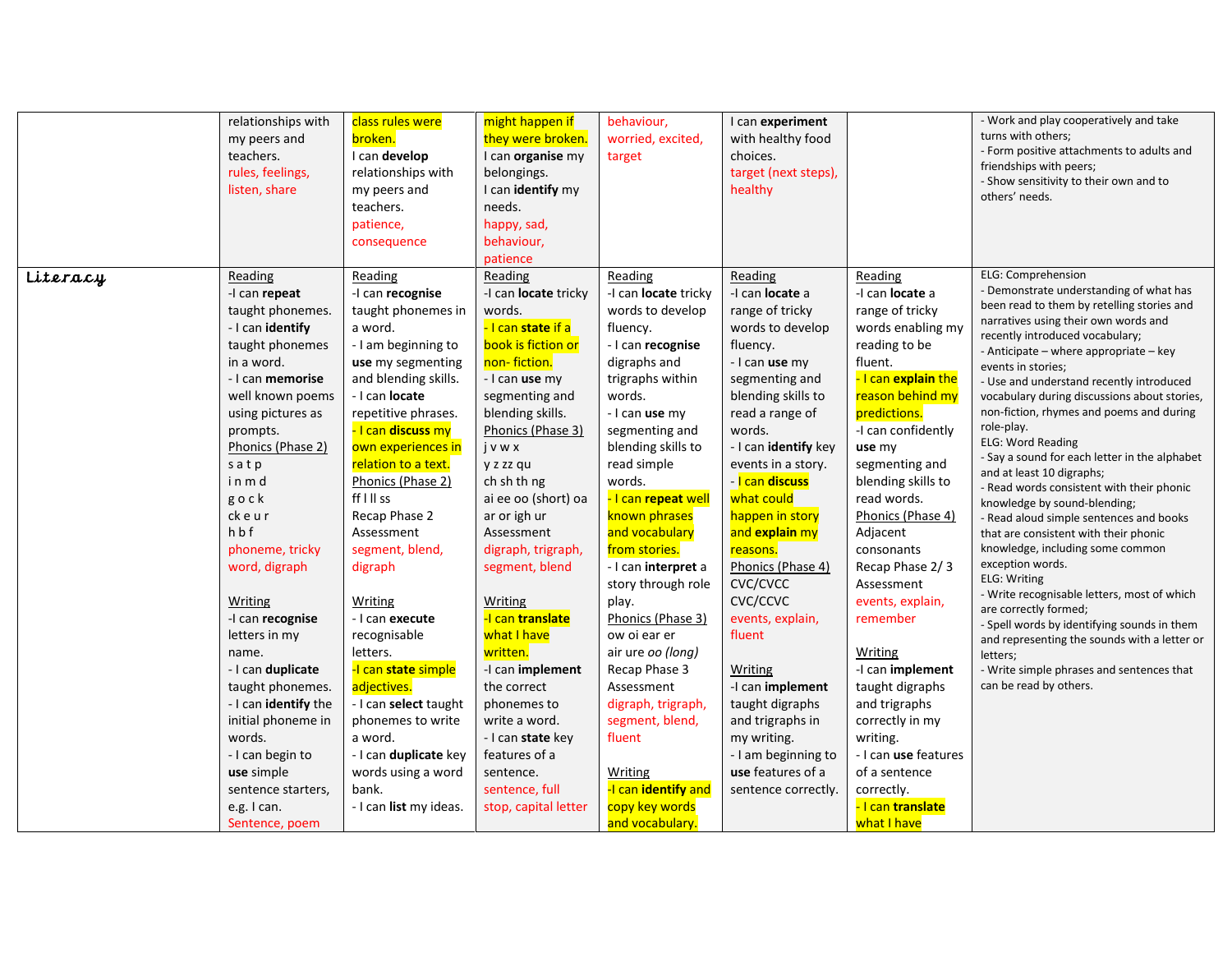| | | | | | | | |
|---|---|---|---|---|---|---|---|
| | relationships with my peers and teachers. rules, feelings, listen, share | class rules were broken. I can **develop** relationships with my peers and teachers. patience, consequence | might happen if they were broken. I can **organise** my belongings. I can **identify** my needs. happy, sad, behaviour, patience | behaviour, worried, excited, target | I can **experiment** with healthy food choices. target (next steps), healthy | | - Work and play cooperatively and take turns with others;<br>- Form positive attachments to adults and friendships with peers;<br>- Show sensitivity to their own and to others' needs. |
| **Literacy** | Reading<br>-I can **repeat** taught phonemes.<br>- I can **identify** taught phonemes in a word.<br>- I can **memorise** well known poems using pictures as prompts.<br>Phonics (Phase 2)<br>s a t p<br>i n m d<br>g o c k<br>ck e u r<br>h b f<br>phoneme, tricky word, digraph<br><br>Writing<br>-I can **recognise** letters in my name.<br>- I can **duplicate** taught phonemes.<br>- I can **identify** the initial phoneme in words.<br>- I can begin to **use** simple sentence starters, e.g. I can.<br>Sentence, poem | Reading<br>-I can **recognise** taught phonemes in a word.<br>- I am beginning to **use** my segmenting and blending skills.<br>- I can **locate** repetitive phrases.<br>- I can **discuss** my own experiences in relation to a text.<br>Phonics (Phase 2)<br>ff l ll ss<br>Recap Phase 2<br>Assessment<br>segment, blend, digraph<br><br>Writing<br>- I can **execute** recognisable letters.<br>-I can **state** simple adjectives.<br>- I can **select** taught phonemes to write a word.<br>- I can **duplicate** key words using a word bank.<br>- I can **list** my ideas. | Reading<br>-I can **locate** tricky words.<br>- I can **state** if a book is fiction or non- fiction.<br>- I can **use** my segmenting and blending skills.<br>Phonics (Phase 3)<br>j v w x<br>y z zz qu<br>ch sh th ng<br>ai ee oo (short) oa ar or igh ur<br>Assessment<br>digraph, trigraph, segment, blend<br><br>Writing<br>-I can **translate** what I have written.<br>-I can **implement** the correct phonemes to write a word.<br>- I can **state** key features of a sentence.<br>sentence, full stop, capital letter | Reading<br>-I can **locate** tricky words to develop fluency.<br>- I can **recognise** digraphs and trigraphs within words.<br>- I can **use** my segmenting and blending skills to read simple words.<br>- I can **repeat** well known phrases and vocabulary from stories.<br>- I can **interpret** a story through role play.<br>Phonics (Phase 3)<br>ow oi ear er<br>air ure *oo (long)*<br>Recap Phase 3<br>Assessment<br>digraph, trigraph, segment, blend, fluent<br><br>Writing<br>-I can **identify** and copy key words and vocabulary. | Reading<br>-I can **locate** a range of tricky words to develop fluency.<br>- I can **use** my segmenting and blending skills to read a range of words.<br>- I can **identify** key events in a story.<br>- I can **discuss** what could happen in story and **explain** my reasons.<br>Phonics (Phase 4)<br>CVC/CVCC<br>CVC/CCVC<br>events, explain, fluent<br><br>Writing<br>-I can **implement** taught digraphs and trigraphs in my writing.<br>- I am beginning to **use** features of a sentence correctly. | Reading<br>-I can **locate** a range of tricky words enabling my reading to be fluent.<br>- I can **explain** the reason behind my predictions.<br>-I can confidently **use** my segmenting and blending skills to read words.<br>Phonics (Phase 4)<br>Adjacent consonants<br>Recap Phase 2/ 3<br>Assessment<br>events, explain, remember<br><br>Writing<br>-I can **implement** taught digraphs and trigraphs correctly in my writing.<br>- I can **use** features of a sentence correctly.<br>- I can **translate** what I have | ELG: Comprehension<br>- Demonstrate understanding of what has been read to them by retelling stories and narratives using their own words and recently introduced vocabulary;<br>- Anticipate – where appropriate – key events in stories;<br>- Use and understand recently introduced vocabulary during discussions about stories, non-fiction, rhymes and poems and during role-play.<br>ELG: Word Reading<br>- Say a sound for each letter in the alphabet and at least 10 digraphs;<br>- Read words consistent with their phonic knowledge by sound-blending;<br>- Read aloud simple sentences and books that are consistent with their phonic knowledge, including some common exception words.<br>ELG: Writing<br>- Write recognisable letters, most of which are correctly formed;<br>- Spell words by identifying sounds in them and representing the sounds with a letter or letters;<br>- Write simple phrases and sentences that can be read by others. |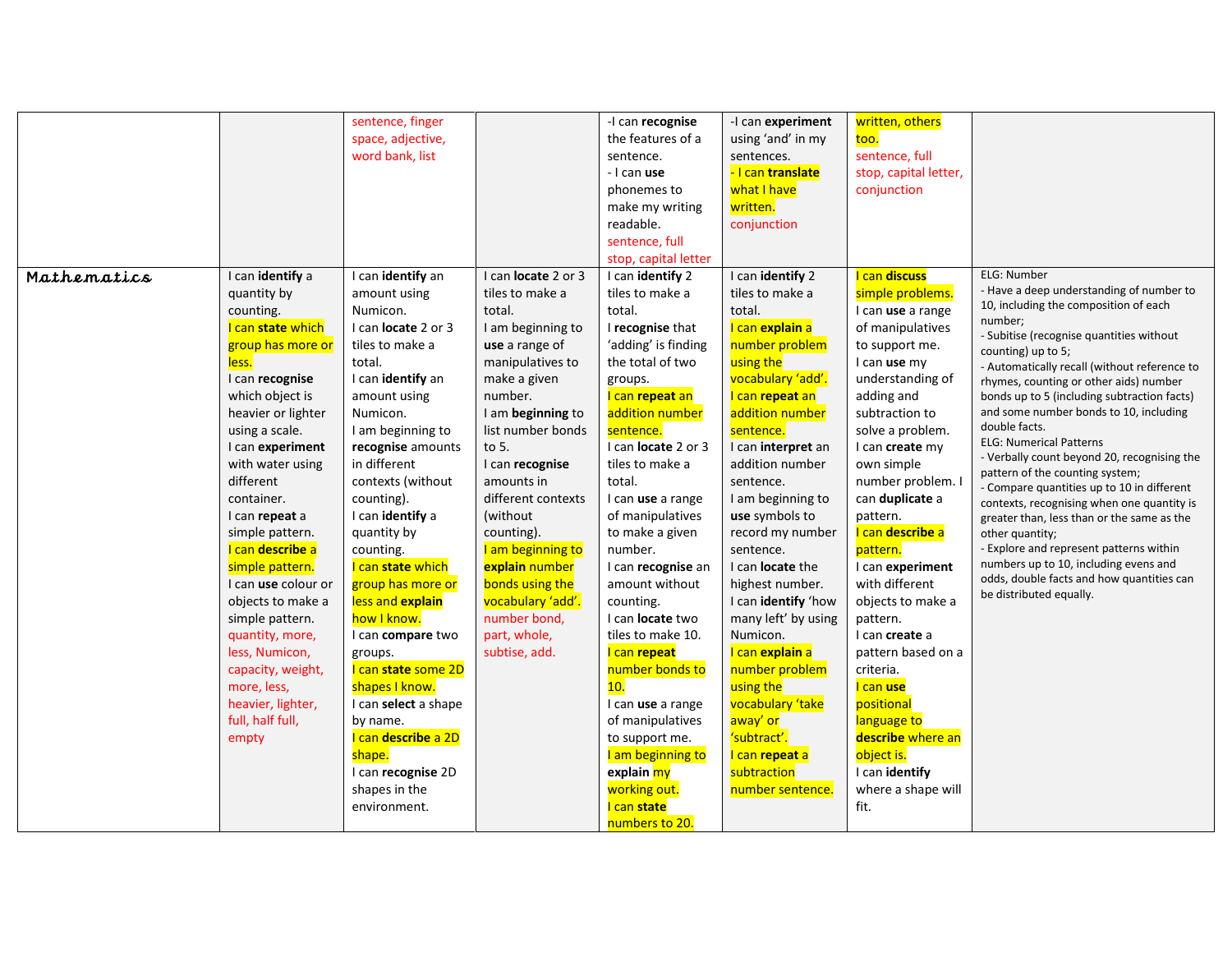|  |  |  |  |  |  |  |  |
|---|---|---|---|---|---|---|---|
|  |  | sentence, finger space, adjective, word bank, list |  | -I can **recognise** the features of a sentence.<br>- I can **use** phonemes to make my writing readable.<br>sentence, full stop, capital letter | -I can **experiment** using 'and' in my sentences.<br>- I can **translate** what I have written.<br>conjunction | written, others too.<br>sentence, full stop, capital letter, conjunction |  |
| Mathematics | I can **identify** a quantity by counting.<br>I can **state** which group has more or less.<br>I can **recognise** which object is heavier or lighter using a scale.<br>I can **experiment** with water using different container.<br>I can **repeat** a simple pattern.<br>I can **describe** a simple pattern.<br>I can **use** colour or objects to make a simple pattern.<br>quantity, more, less, Numicon, capacity, weight, more, less, heavier, lighter, full, half full, empty | I can **identify** an amount using Numicon.<br>I can **locate** 2 or 3 tiles to make a total.<br>I can **identify** an amount using Numicon.<br>I am beginning to **recognise** amounts in different contexts (without counting).<br>I can **identify** a quantity by counting.<br>I can **state** which group has more or less and **explain** how I know.<br>I can **compare** two groups.<br>I can **state** some 2D shapes I know.<br>I can **select** a shape by name.<br>I can **describe** a 2D shape.<br>I can **recognise** 2D shapes in the environment. | I can **locate** 2 or 3 tiles to make a total.<br>I am beginning to **use** a range of manipulatives to make a given number.<br>I am **beginning** to list number bonds to 5.<br>I can **recognise** amounts in different contexts (without counting).<br>I am beginning to **explain** number bonds using the vocabulary 'add'.<br>number bond, part, whole, subtise, add. | I can **identify** 2 tiles to make a total.<br>I **recognise** that 'adding' is finding the total of two groups.<br>I can **repeat** an addition number sentence.<br>I can **locate** 2 or 3 tiles to make a total.<br>I can **use** a range of manipulatives to make a given number.<br>I can **recognise** an amount without counting.<br>I can **locate** two tiles to make 10.<br>I can **repeat** number bonds to 10.<br>I can **use** a range of manipulatives to support me.<br>I am beginning to **explain** my working out.<br>I can **state** numbers to 20. | I can **identify** 2 tiles to make a total.<br>I can **explain** a number problem using the vocabulary 'add'.<br>I can **repeat** an addition number sentence.<br>I can **interpret** an addition number sentence.<br>I am beginning to **use** symbols to record my number sentence.<br>I can **locate** the highest number.<br>I can **identify** 'how many left' by using Numicon.<br>I can **explain** a number problem using the vocabulary 'take away' or 'subtract'.<br>I can **repeat** a subtraction number sentence. | I can **discuss** simple problems.<br>I can **use** a range of manipulatives to support me.<br>I can **use** my understanding of adding and subtraction to solve a problem.<br>I can **create** my own simple number problem. I can **duplicate** a pattern.<br>I can **describe** a pattern.<br>I can **experiment** with different objects to make a pattern.<br>I can **create** a pattern based on a criteria.<br>I can **use** positional language to **describe** where an object is.<br>I can **identify** where a shape will fit. | ELG: Number<br>- Have a deep understanding of number to 10, including the composition of each number;<br>- Subitise (recognise quantities without counting) up to 5;<br>- Automatically recall (without reference to rhymes, counting or other aids) number bonds up to 5 (including subtraction facts) and some number bonds to 10, including double facts.<br>ELG: Numerical Patterns<br>- Verbally count beyond 20, recognising the pattern of the counting system;<br>- Compare quantities up to 10 in different contexts, recognising when one quantity is greater than, less than or the same as the other quantity;<br>- Explore and represent patterns within numbers up to 10, including evens and odds, double facts and how quantities can be distributed equally. |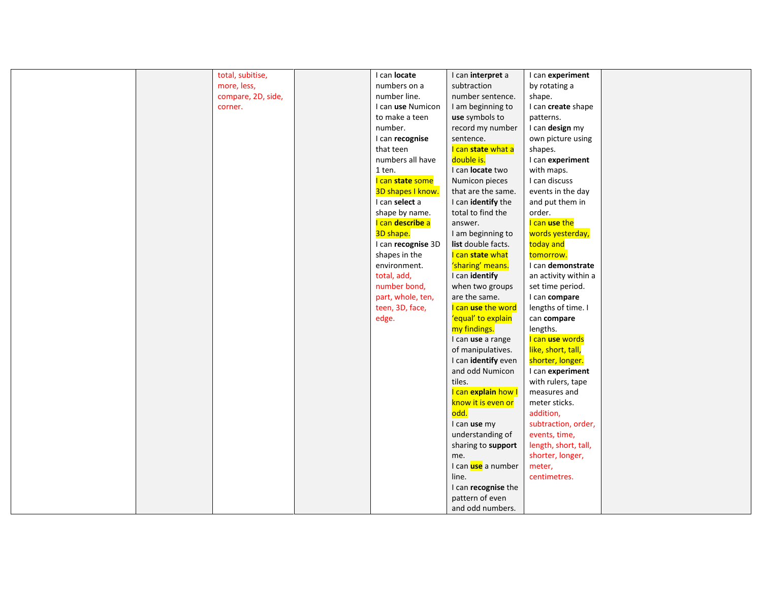|  |  | total, subitise, more, less, compare, 2D, side, corner. |  | I can **locate** numbers on a number line. I can **use** Numicon to make a teen number. I can **recognise** that teen numbers all have 1 ten. I can **state** some 3D shapes I know. I can **select** a shape by name. I can **describe** a 3D shape. I can **recognise** 3D shapes in the environment. total, add, number bond, part, whole, ten, teen, 3D, face, edge. | I can **interpret** a subtraction number sentence. I am beginning to **use** symbols to record my number sentence. I can **state** what a double is. I can **locate** two Numicon pieces that are the same. I can **identify** the total to find the answer. I am beginning to **list** double facts. I can **state** what 'sharing' means. I can **identify** when two groups are the same. I can **use** the word 'equal' to explain my findings. I can **use** a range of manipulatives. I can **identify** even and odd Numicon tiles. I can **explain** how I know it is even or odd. I can **use** my understanding of sharing to **support** me. I can **use** a number line. I can **recognise** the pattern of even and odd numbers. | I can **experiment** by rotating a shape. I can **create** shape patterns. I can **design** my own picture using shapes. I can **experiment** with maps. I can discuss events in the day and put them in order. I can **use** the words yesterday, today and tomorrow. I can **demonstrate** an activity within a set time period. I can **compare** lengths of time. I can **compare** lengths. I can **use** words like, short, tall, shorter, longer. I can **experiment** with rulers, tape measures and meter sticks. addition, subtraction, order, events, time, length, short, tall, shorter, longer, meter, centimetres. |  |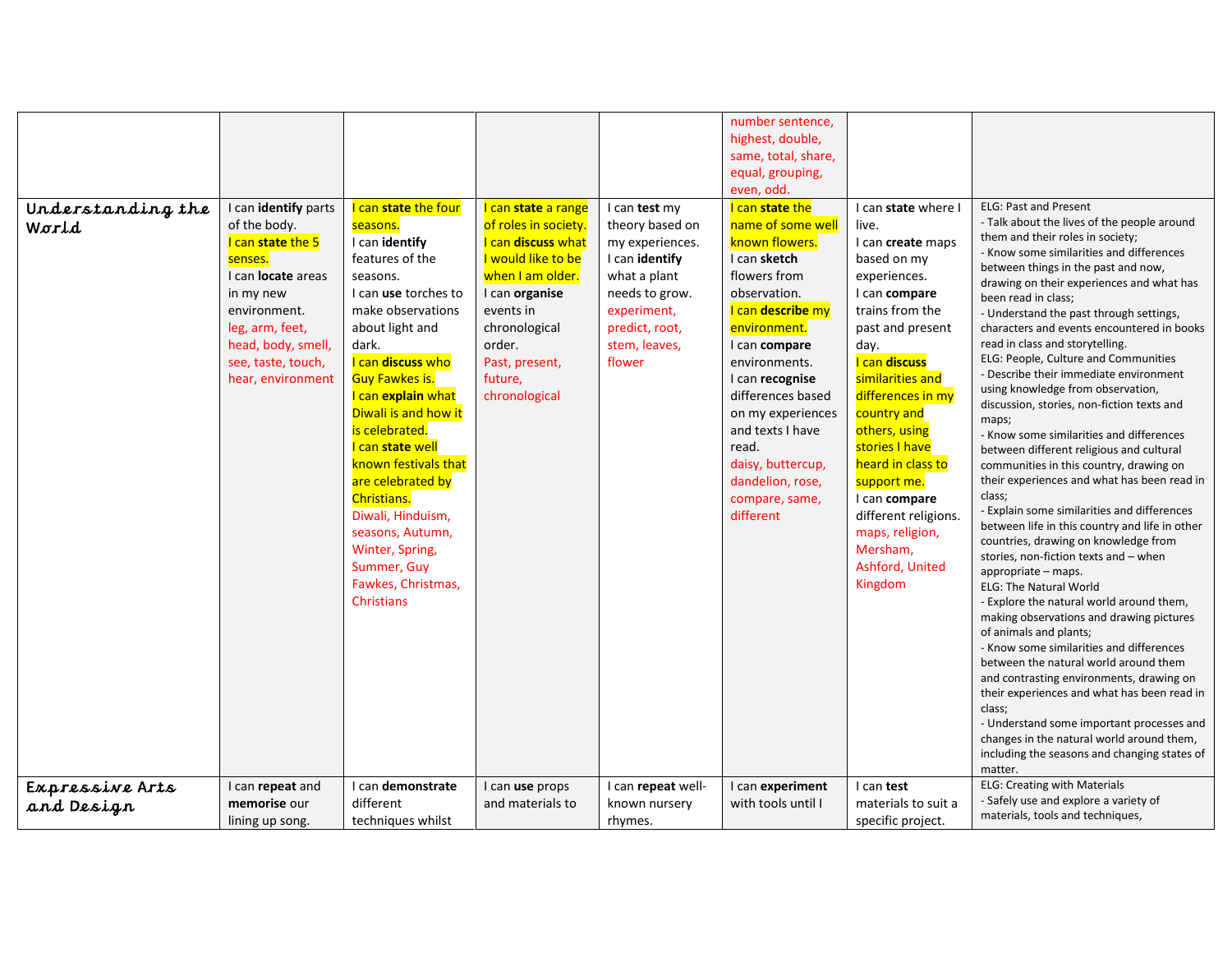|  |  |  |  |  |  |  |  |
|---|---|---|---|---|---|---|---|
|  |  |  |  |  | number sentence, highest, double, same, total, share, equal, grouping, even, odd. |  |  |
| Understanding the World | I can **identify** parts of the body.<br>I can **state** the 5 senses.<br>I can **locate** areas in my new environment.<br>leg, arm, feet, head, body, smell, see, taste, touch, hear, environment | I can **state** the four seasons.<br>I can **identify** features of the seasons.<br>I can **use** torches to make observations about light and dark.<br>I can **discuss** who Guy Fawkes is.<br>I can **explain** what Diwali is and how it is celebrated.<br>I can **state** well known festivals that are celebrated by Christians.<br>Diwali, Hinduism, seasons, Autumn, Winter, Spring, Summer, Guy Fawkes, Christmas, Christians | I can **state** a range of roles in society.<br>I can **discuss** what I would like to be when I am older.<br>I can **organise** events in chronological order.<br>Past, present, future, chronological | I can **test** my theory based on my experiences.<br>I can **identify** what a plant needs to grow.<br>experiment, predict, root, stem, leaves, flower | I can **state** the name of some well known flowers.<br>I can **sketch** flowers from observation.<br>I can **describe** my environment.<br>I can **compare** environments.<br>I can **recognise** differences based on my experiences and texts I have read.<br>daisy, buttercup, dandelion, rose, compare, same, different | I can **state** where I live.<br>I can **create** maps based on my experiences.<br>I can **compare** trains from the past and present day.<br>I can **discuss** similarities and differences in my country and others, using stories I have heard in class to support me.<br>I can **compare** different religions.<br>maps, religion, Mersham, Ashford, United Kingdom | ELG: Past and Present<br>- Talk about the lives of the people around them and their roles in society;<br>- Know some similarities and differences between things in the past and now, drawing on their experiences and what has been read in class;<br>- Understand the past through settings, characters and events encountered in books read in class and storytelling.<br>ELG: People, Culture and Communities<br>- Describe their immediate environment using knowledge from observation, discussion, stories, non-fiction texts and maps;<br>- Know some similarities and differences between different religious and cultural communities in this country, drawing on their experiences and what has been read in class;<br>- Explain some similarities and differences between life in this country and life in other countries, drawing on knowledge from stories, non-fiction texts and – when appropriate – maps.<br>ELG: The Natural World<br>- Explore the natural world around them, making observations and drawing pictures of animals and plants;<br>- Know some similarities and differences between the natural world around them and contrasting environments, drawing on their experiences and what has been read in class;<br>- Understand some important processes and changes in the natural world around them, including the seasons and changing states of matter. |
| Expressive Arts and Design | I can **repeat** and **memorise** our lining up song. | I can **demonstrate** different techniques whilst | I can **use** props and materials to | I can **repeat** well-known nursery rhymes. | I can **experiment** with tools until I | I can **test** materials to suit a specific project. | ELG: Creating with Materials<br>- Safely use and explore a variety of materials, tools and techniques, |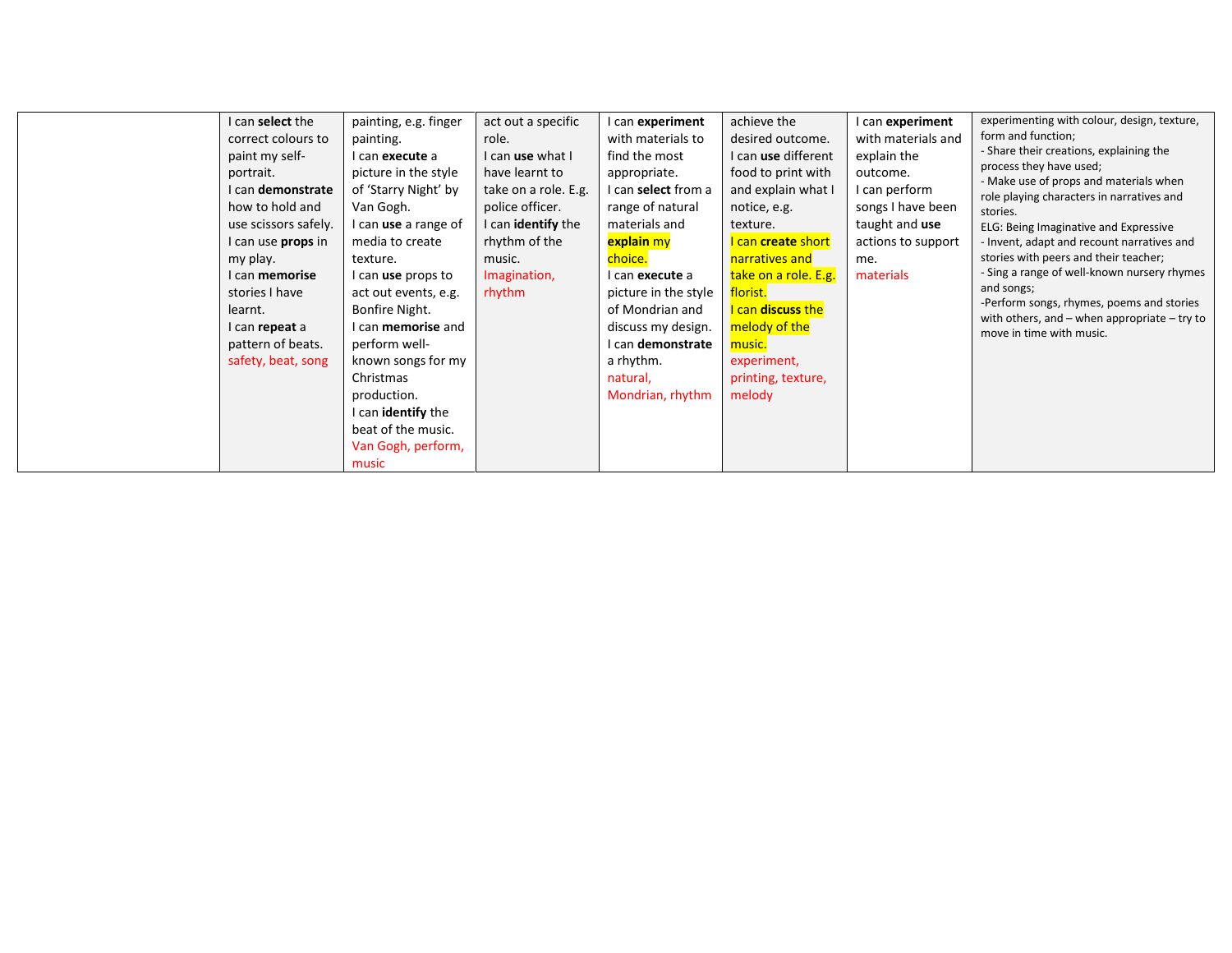| | | | | | | | |
|---|---|---|---|---|---|---|---|
| | I can **select** the correct colours to paint my self-portrait.<br>I can **demonstrate** how to hold and use scissors safely.<br>I can use **props** in my play.<br>I can **memorise** stories I have learnt.<br>I can **repeat** a pattern of beats.<br>safety, beat, song | painting, e.g. finger painting.<br>I can **execute** a picture in the style of 'Starry Night' by Van Gogh.<br>I can **use** a range of media to create texture.<br>I can **use** props to act out events, e.g. Bonfire Night.<br>I can **memorise** and perform well-known songs for my Christmas production.<br>I can **identify** the beat of the music.<br>Van Gogh, perform, music | act out a specific role.<br>I can **use** what I have learnt to take on a role. E.g. police officer.<br>I can **identify** the rhythm of the music.<br>Imagination, rhythm | I can **experiment** with materials to find the most appropriate.<br>I can **select** from a range of natural materials and **explain** my choice.<br>I can **execute** a picture in the style of Mondrian and discuss my design.<br>I can **demonstrate** a rhythm.<br>natural, Mondrian, rhythm | achieve the desired outcome.<br>I can **use** different food to print with and explain what I notice, e.g. texture.<br>I can **create** short narratives and take on a role. E.g. florist.<br>I can **discuss** the melody of the music.<br>experiment, printing, texture, melody | I can **experiment** with materials and explain the outcome.<br>I can perform songs I have been taught and **use** actions to support me.<br>materials | experimenting with colour, design, texture, form and function;<br>- Share their creations, explaining the process they have used;<br>- Make use of props and materials when role playing characters in narratives and stories.<br>ELG: Being Imaginative and Expressive<br>- Invent, adapt and recount narratives and stories with peers and their teacher;<br>- Sing a range of well-known nursery rhymes and songs;<br>-Perform songs, rhymes, poems and stories with others, and – when appropriate – try to move in time with music. |